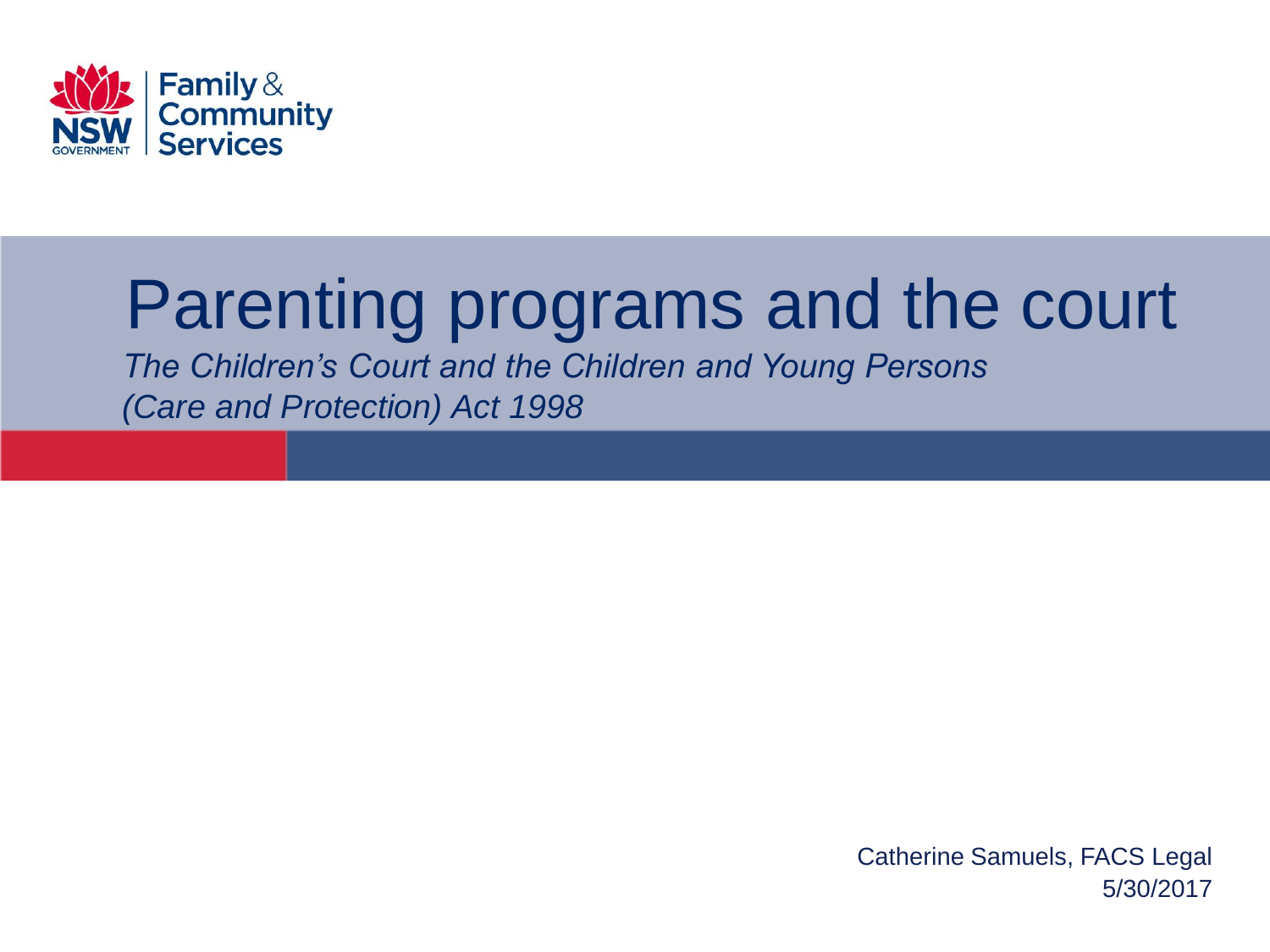Family & Community Services

# Parenting programs and the court

*The Children's Court and the Children and Young Persons (Care and Protection) Act 1998*

Catherine Samuels, FACS Legal
5/30/2017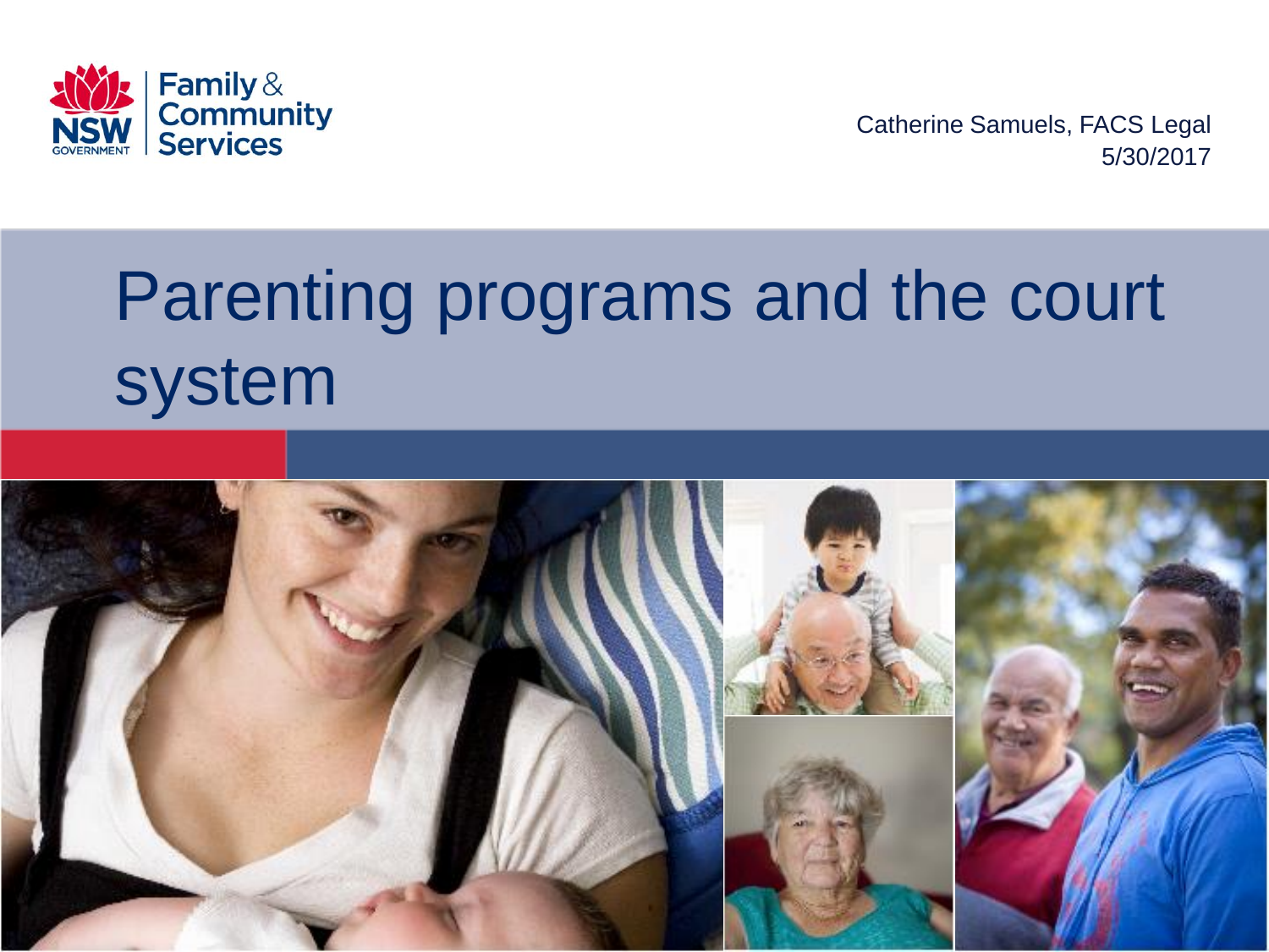Catherine Samuels, FACS Legal
5/30/2017

# Parenting programs and the court system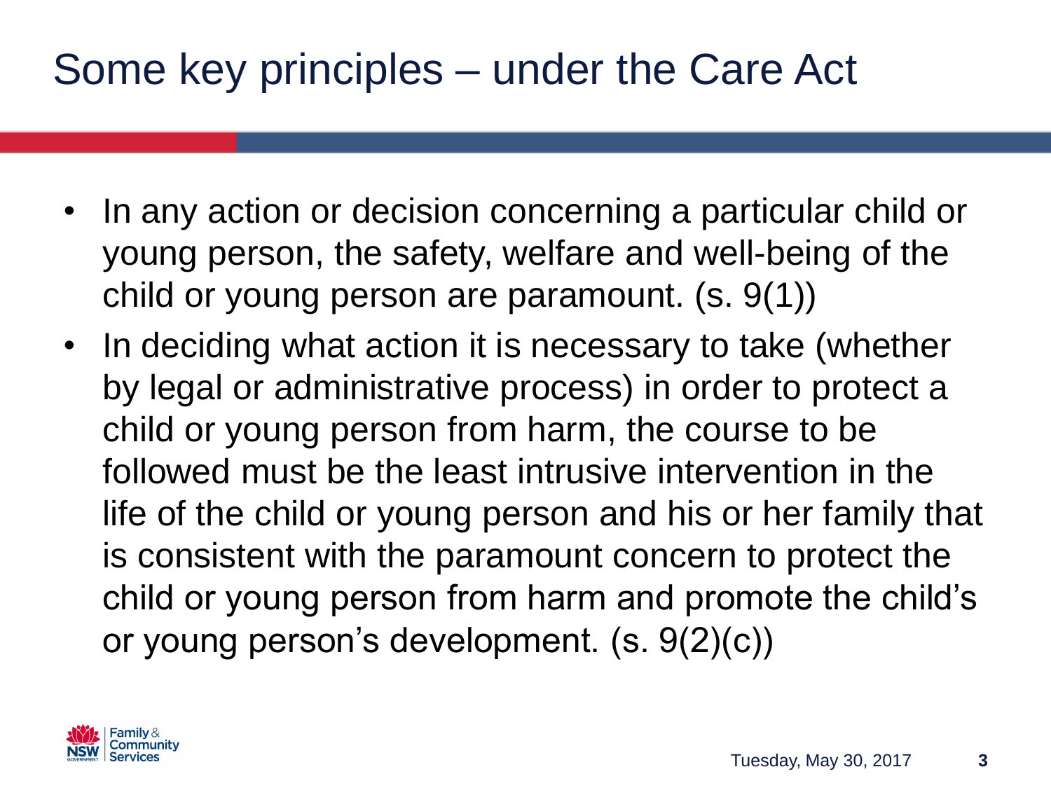# Some key principles – under the Care Act

- In any action or decision concerning a particular child or young person, the safety, welfare and well-being of the child or young person are paramount. (s. 9(1))
- In deciding what action it is necessary to take (whether by legal or administrative process) in order to protect a child or young person from harm, the course to be followed must be the least intrusive intervention in the life of the child or young person and his or her family that is consistent with the paramount concern to protect the child or young person from harm and promote the child's or young person's development. (s. 9(2)(c))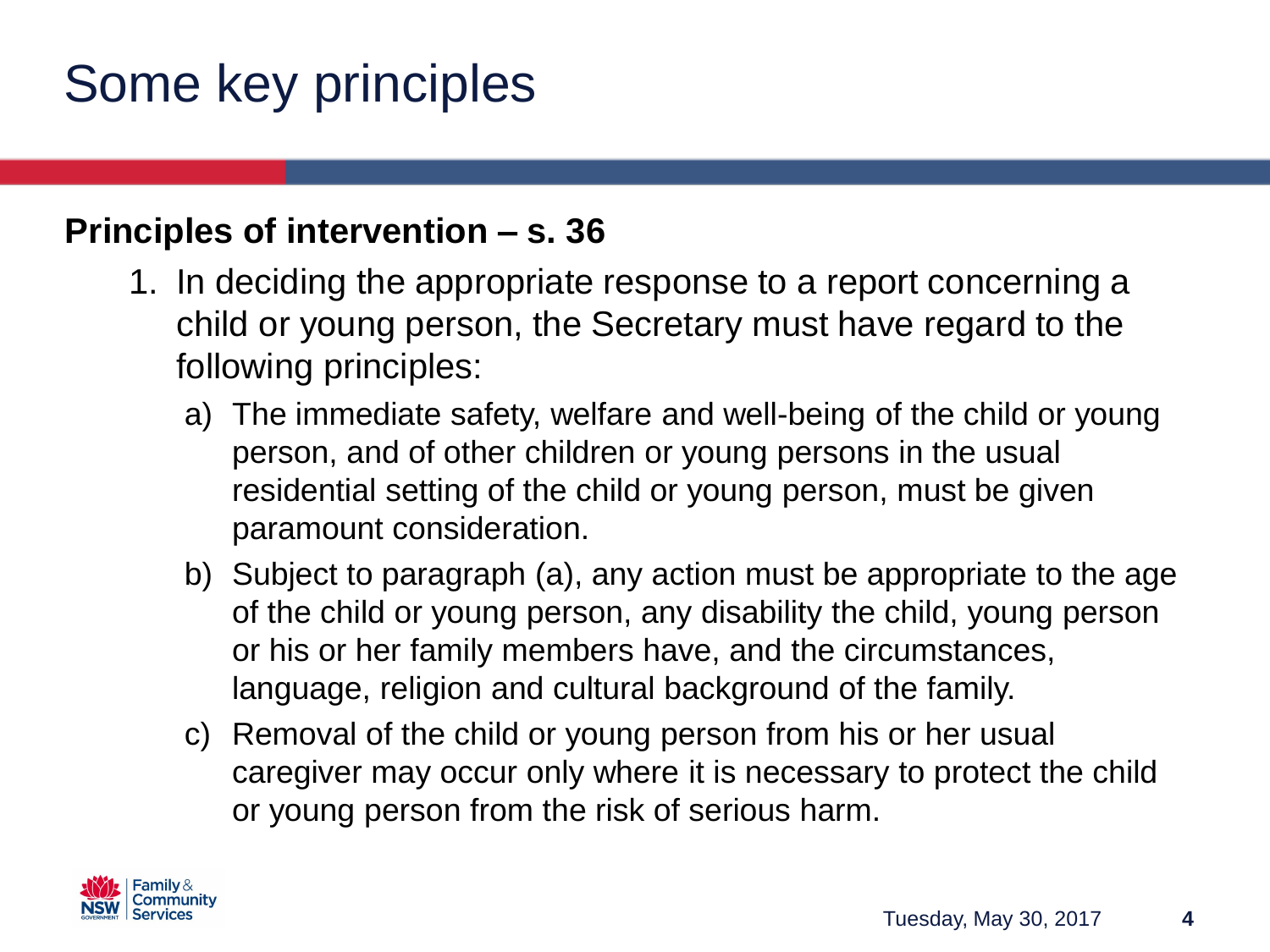# Some key principles

**Principles of intervention – s. 36**

1. In deciding the appropriate response to a report concerning a child or young person, the Secretary must have regard to the following principles:
   a) The immediate safety, welfare and well-being of the child or young person, and of other children or young persons in the usual residential setting of the child or young person, must be given paramount consideration.
   b) Subject to paragraph (a), any action must be appropriate to the age of the child or young person, any disability the child, young person or his or her family members have, and the circumstances, language, religion and cultural background of the family.
   c) Removal of the child or young person from his or her usual caregiver may occur only where it is necessary to protect the child or young person from the risk of serious harm.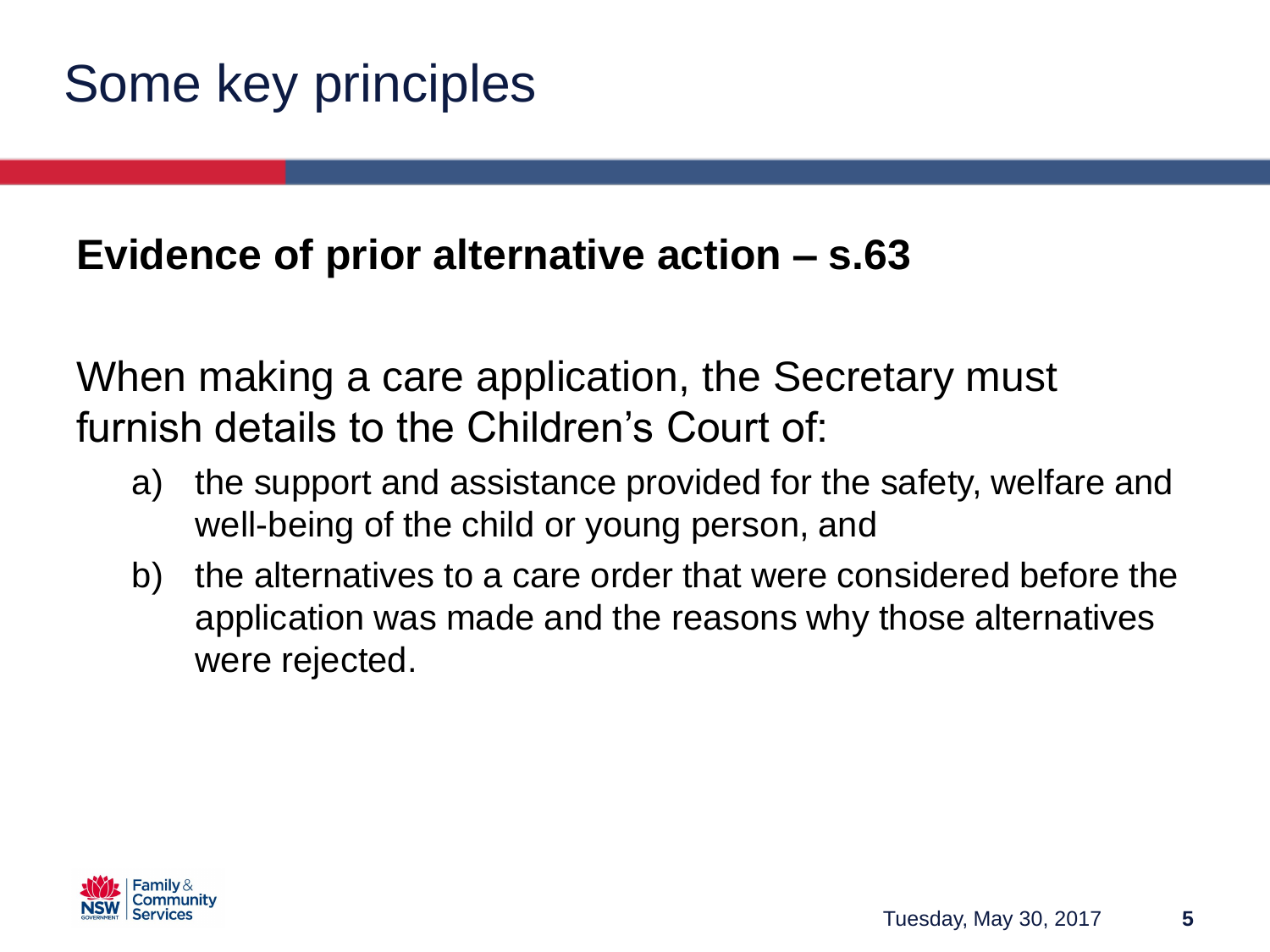# Some key principles

**Evidence of prior alternative action – s.63**

When making a care application, the Secretary must furnish details to the Children's Court of:

a) the support and assistance provided for the safety, welfare and well-being of the child or young person, and
b) the alternatives to a care order that were considered before the application was made and the reasons why those alternatives were rejected.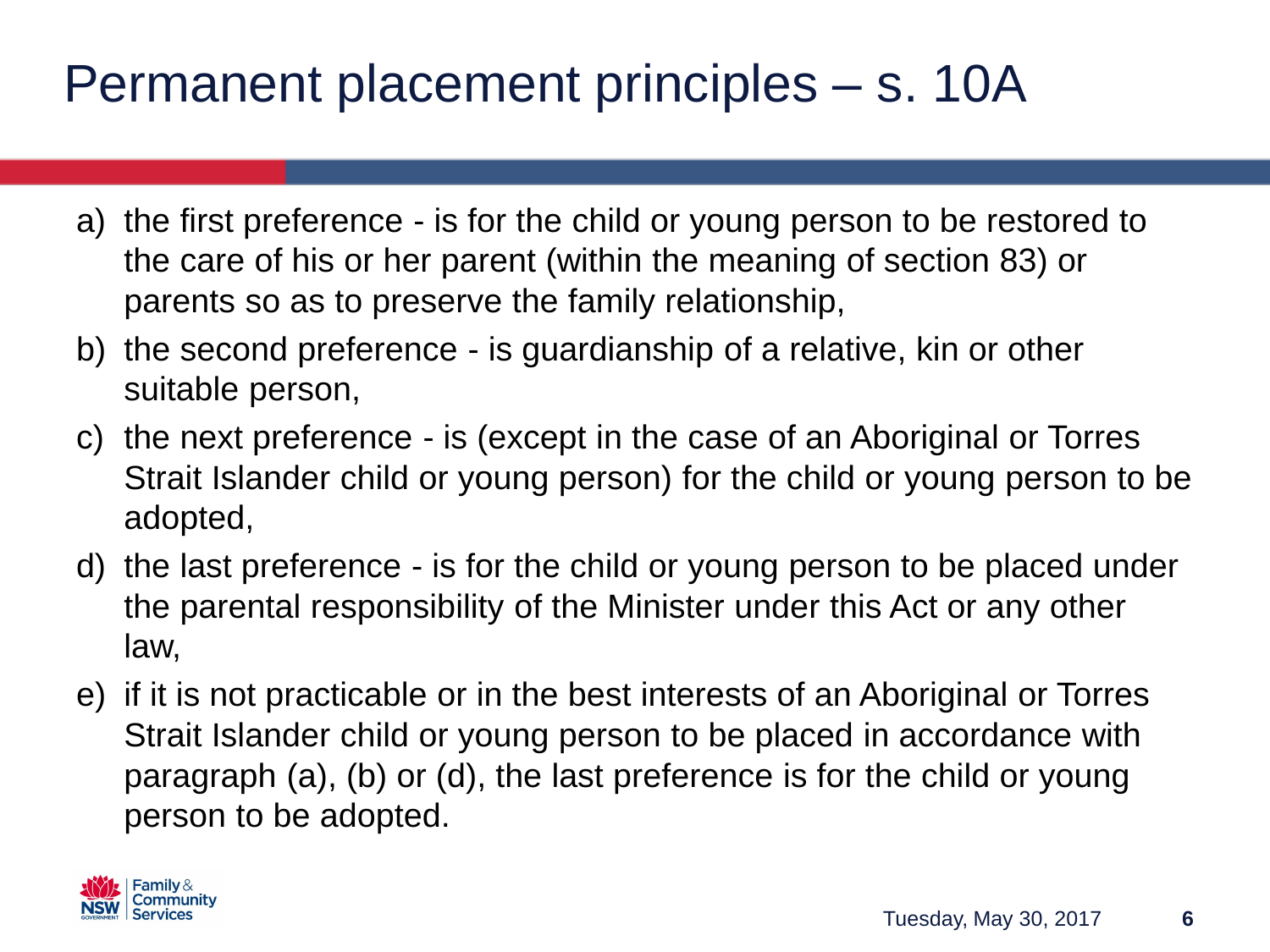# Permanent placement principles – s. 10A

a) the first preference - is for the child or young person to be restored to the care of his or her parent (within the meaning of section 83) or parents so as to preserve the family relationship,

b) the second preference - is guardianship of a relative, kin or other suitable person,

c) the next preference - is (except in the case of an Aboriginal or Torres Strait Islander child or young person) for the child or young person to be adopted,

d) the last preference - is for the child or young person to be placed under the parental responsibility of the Minister under this Act or any other law,

e) if it is not practicable or in the best interests of an Aboriginal or Torres Strait Islander child or young person to be placed in accordance with paragraph (a), (b) or (d), the last preference is for the child or young person to be adopted.

Tuesday, May 30, 2017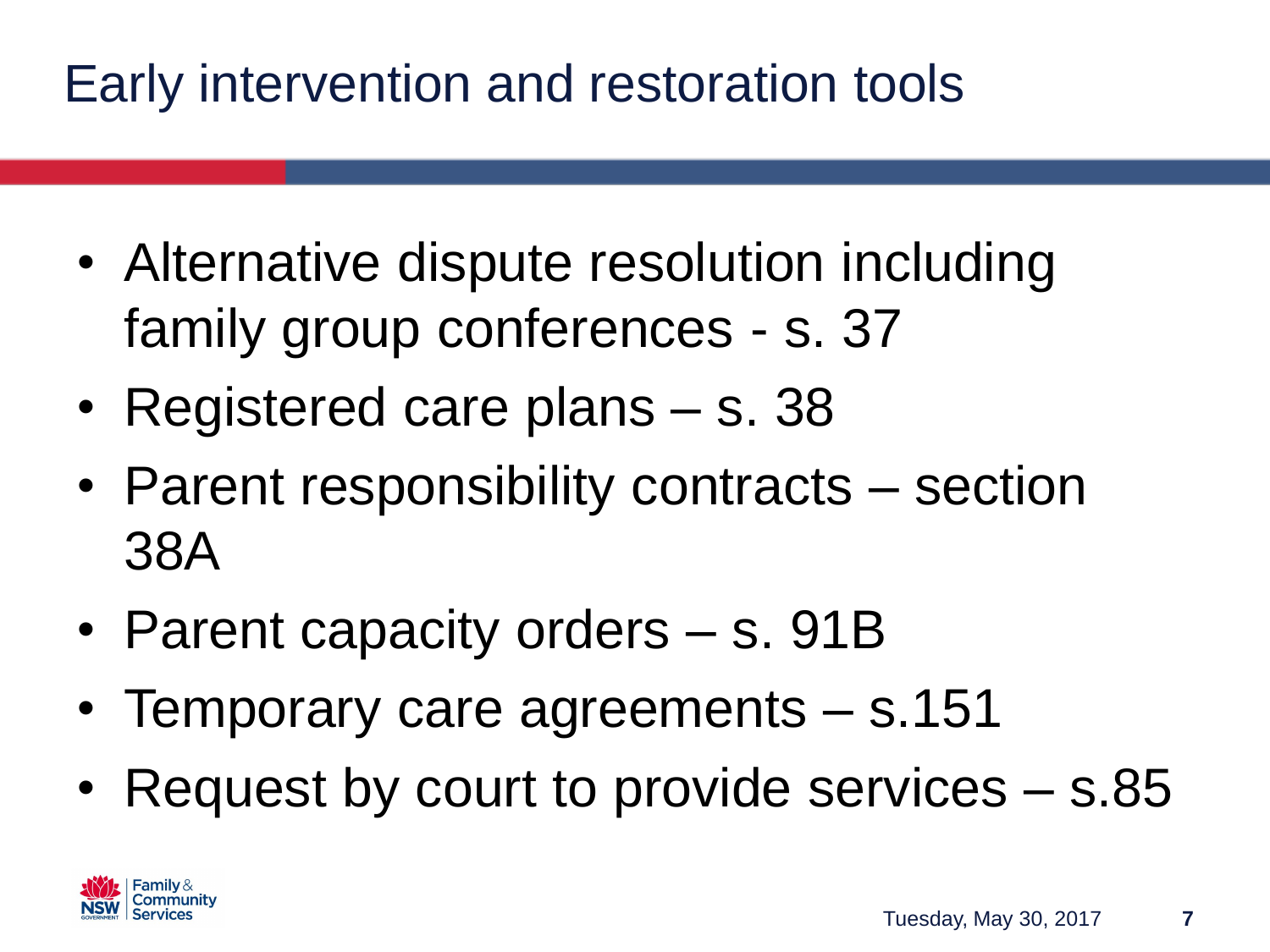# Early intervention and restoration tools

- Alternative dispute resolution including family group conferences - s. 37
- Registered care plans – s. 38
- Parent responsibility contracts – section 38A
- Parent capacity orders – s. 91B
- Temporary care agreements – s.151
- Request by court to provide services – s.85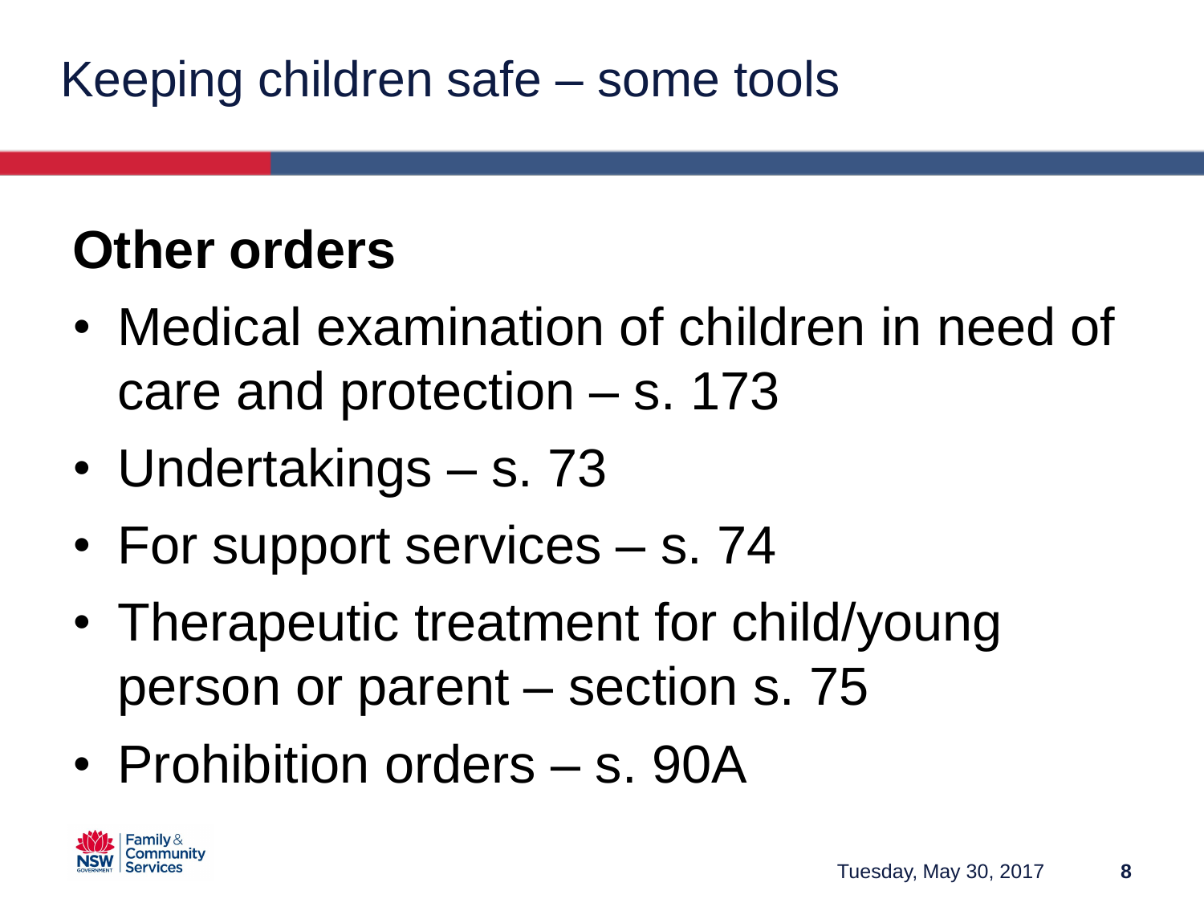# Keeping children safe – some tools

## Other orders

- Medical examination of children in need of care and protection – s. 173
- Undertakings – s. 73
- For support services – s. 74
- Therapeutic treatment for child/young person or parent – section s. 75
- Prohibition orders – s. 90A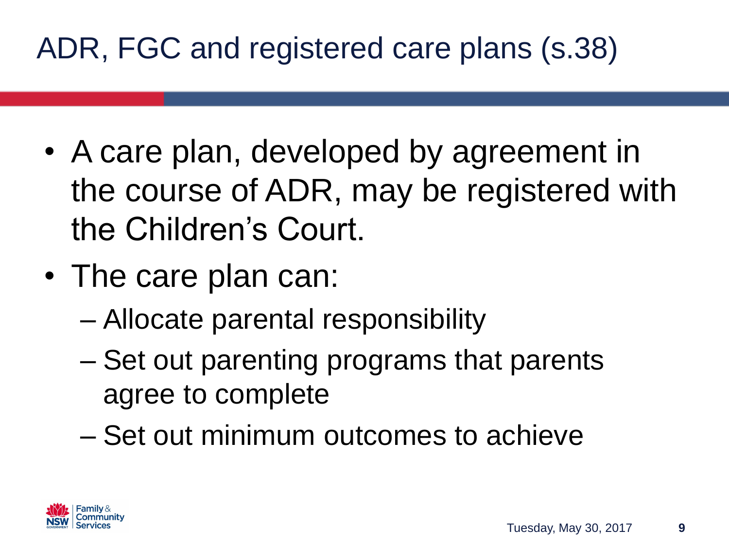# ADR, FGC and registered care plans (s.38)

- A care plan, developed by agreement in the course of ADR, may be registered with the Children's Court.
- The care plan can:
  - Allocate parental responsibility
  - Set out parenting programs that parents agree to complete
  - Set out minimum outcomes to achieve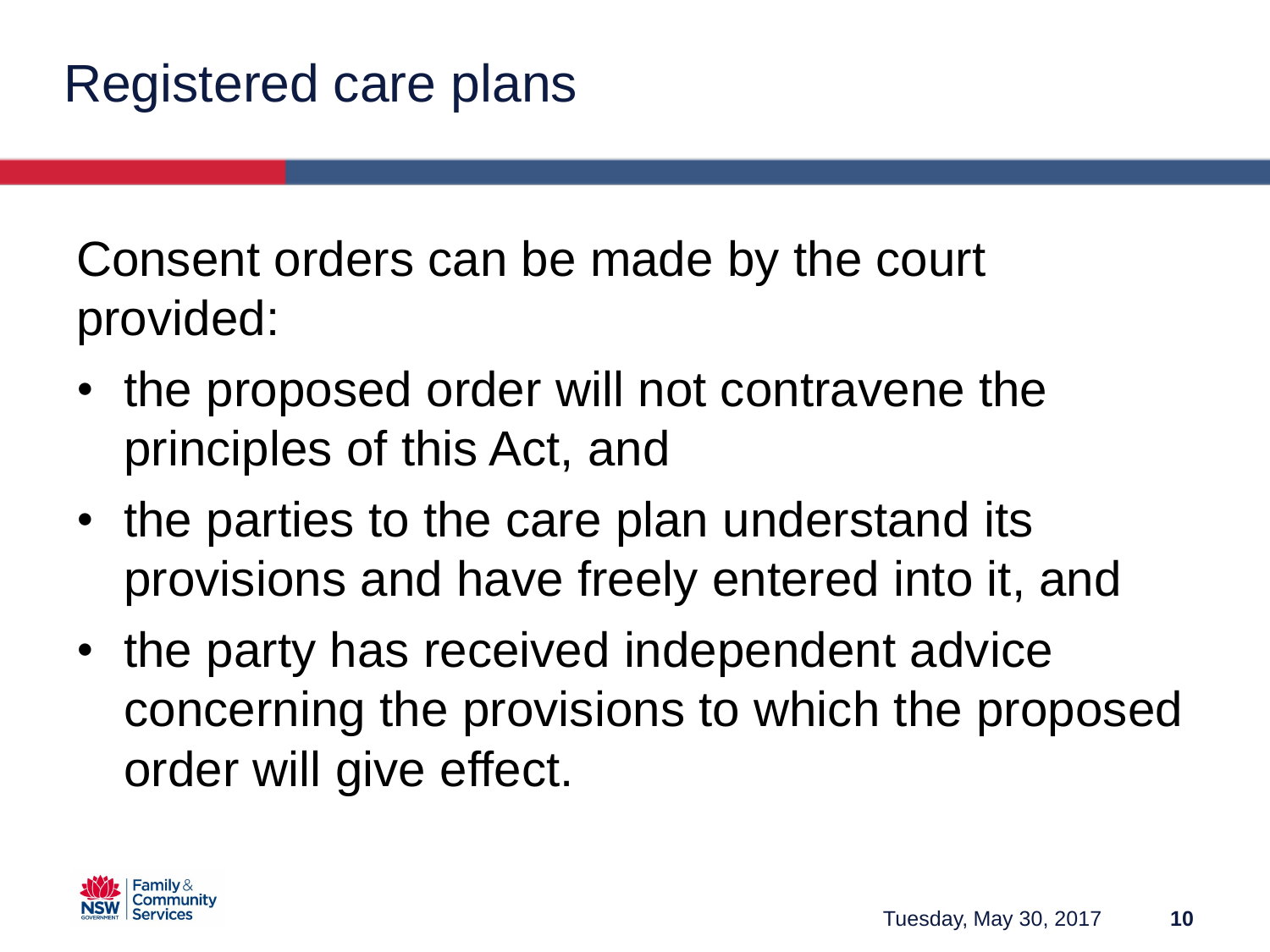# Registered care plans

Consent orders can be made by the court provided:

- the proposed order will not contravene the principles of this Act, and
- the parties to the care plan understand its provisions and have freely entered into it, and
- the party has received independent advice concerning the provisions to which the proposed order will give effect.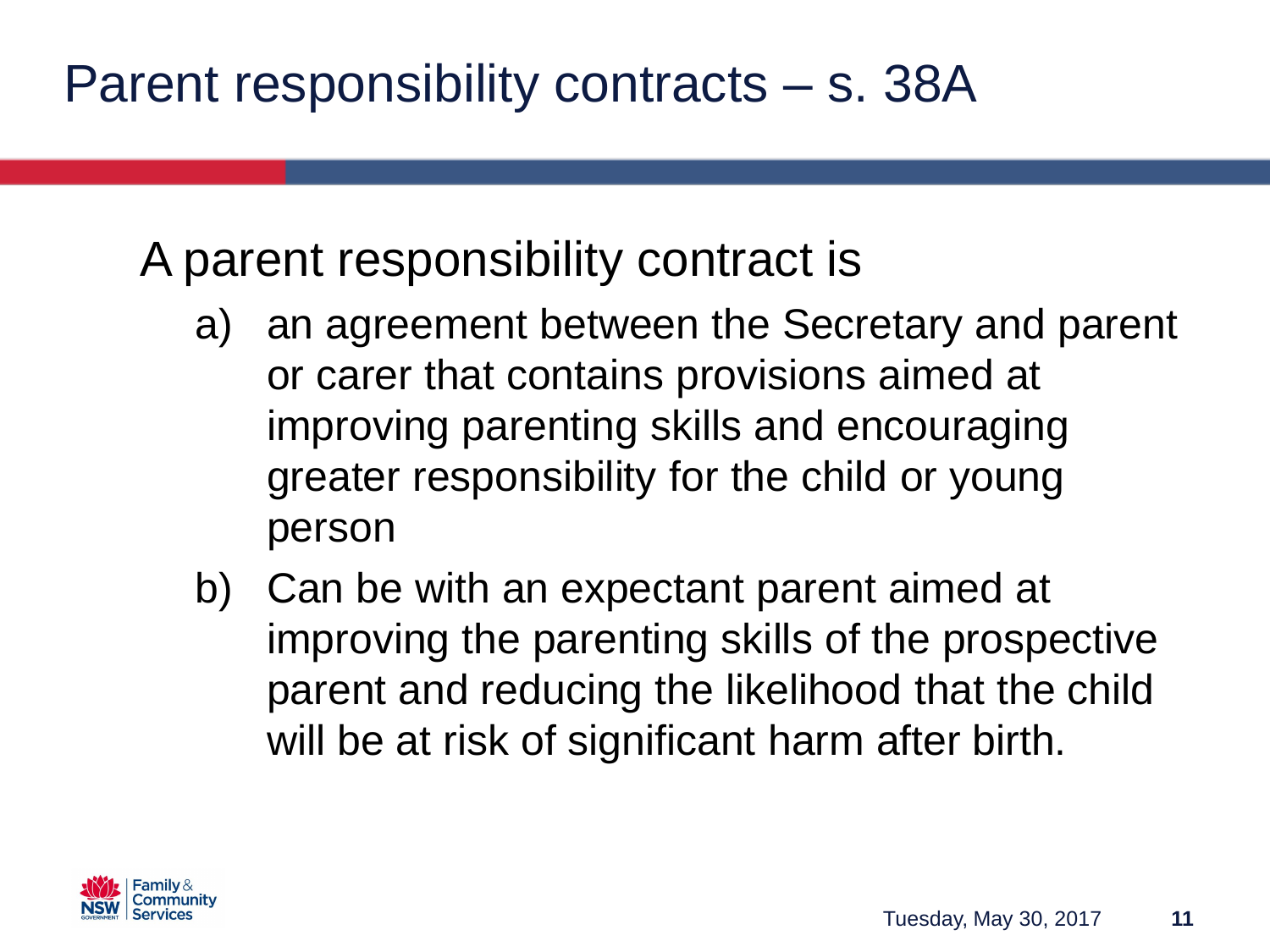# Parent responsibility contracts – s. 38A

A parent responsibility contract is

a) an agreement between the Secretary and parent or carer that contains provisions aimed at improving parenting skills and encouraging greater responsibility for the child or young person

b) Can be with an expectant parent aimed at improving the parenting skills of the prospective parent and reducing the likelihood that the child will be at risk of significant harm after birth.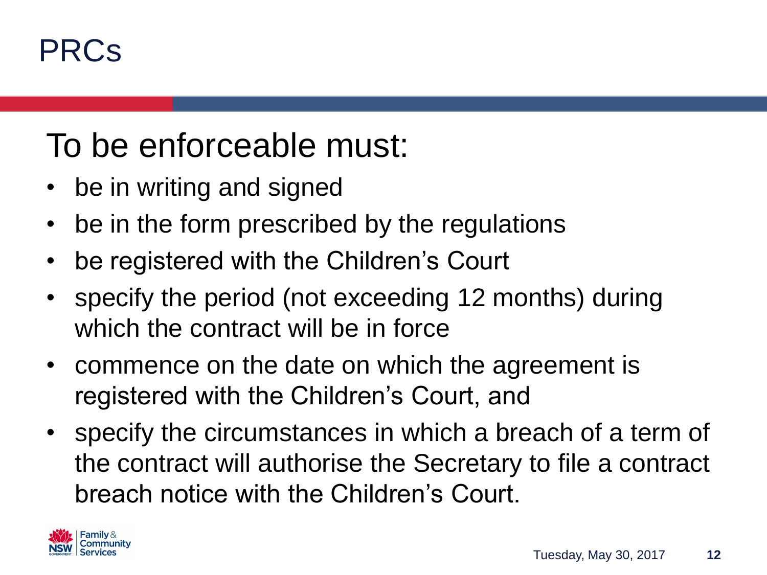# PRCs

## To be enforceable must:

- be in writing and signed
- be in the form prescribed by the regulations
- be registered with the Children's Court
- specify the period (not exceeding 12 months) during which the contract will be in force
- commence on the date on which the agreement is registered with the Children's Court, and
- specify the circumstances in which a breach of a term of the contract will authorise the Secretary to file a contract breach notice with the Children's Court.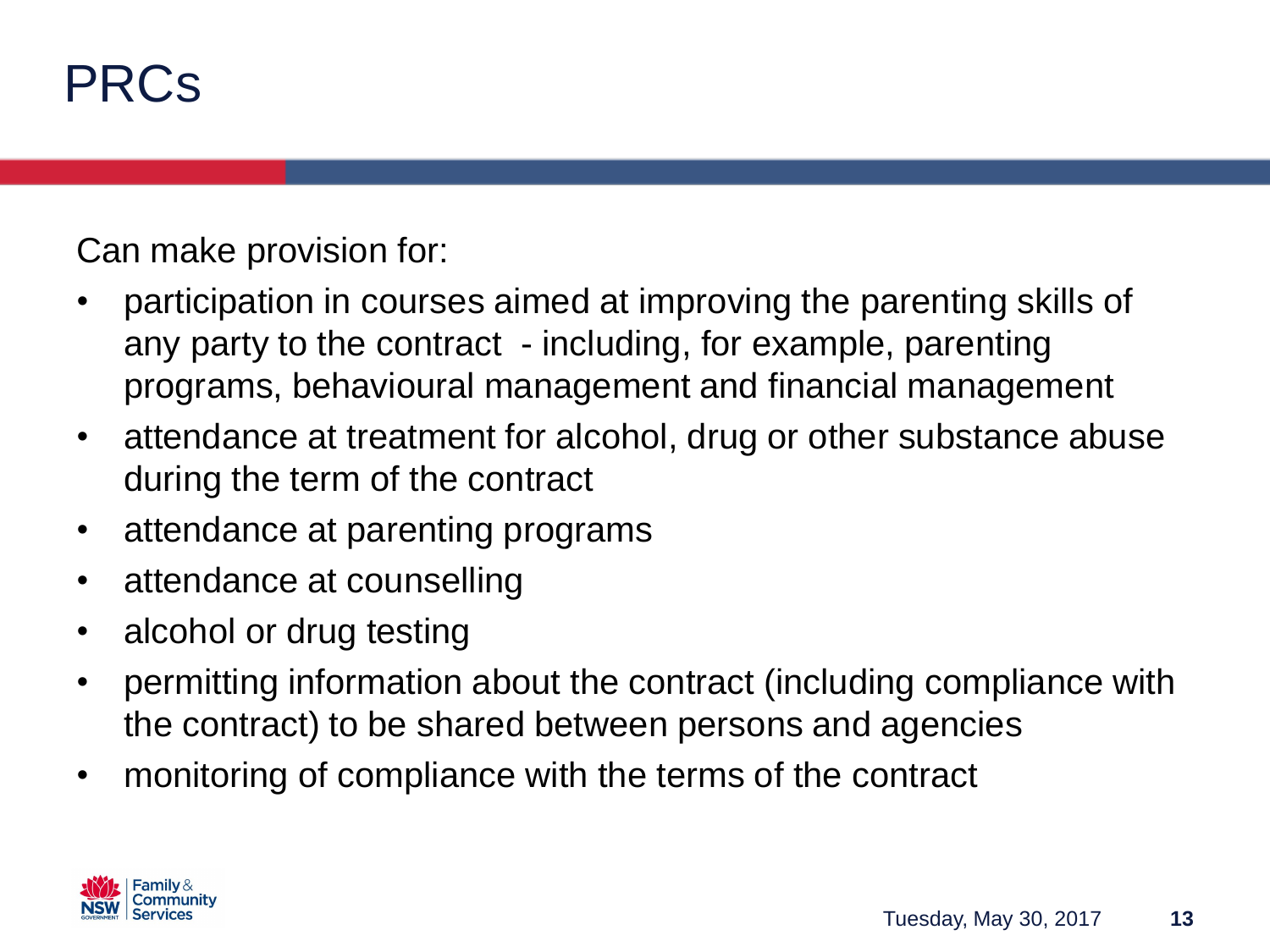# PRCs

Can make provision for:

- participation in courses aimed at improving the parenting skills of any party to the contract - including, for example, parenting programs, behavioural management and financial management
- attendance at treatment for alcohol, drug or other substance abuse during the term of the contract
- attendance at parenting programs
- attendance at counselling
- alcohol or drug testing
- permitting information about the contract (including compliance with the contract) to be shared between persons and agencies
- monitoring of compliance with the terms of the contract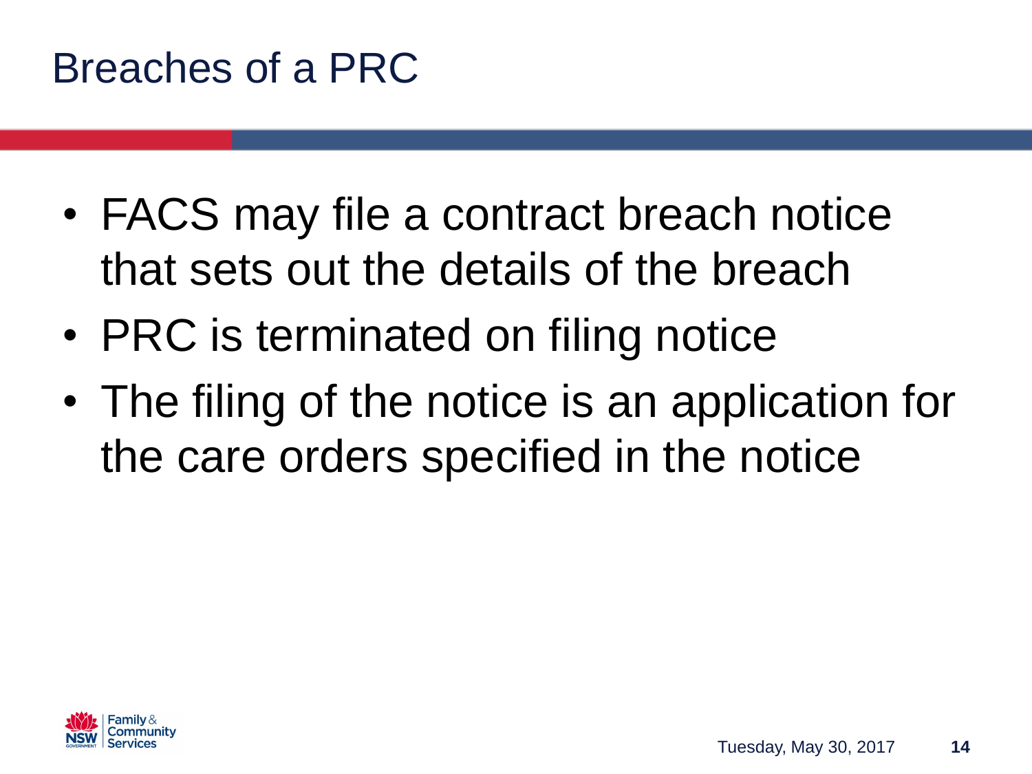# Breaches of a PRC

- FACS may file a contract breach notice that sets out the details of the breach
- PRC is terminated on filing notice
- The filing of the notice is an application for the care orders specified in the notice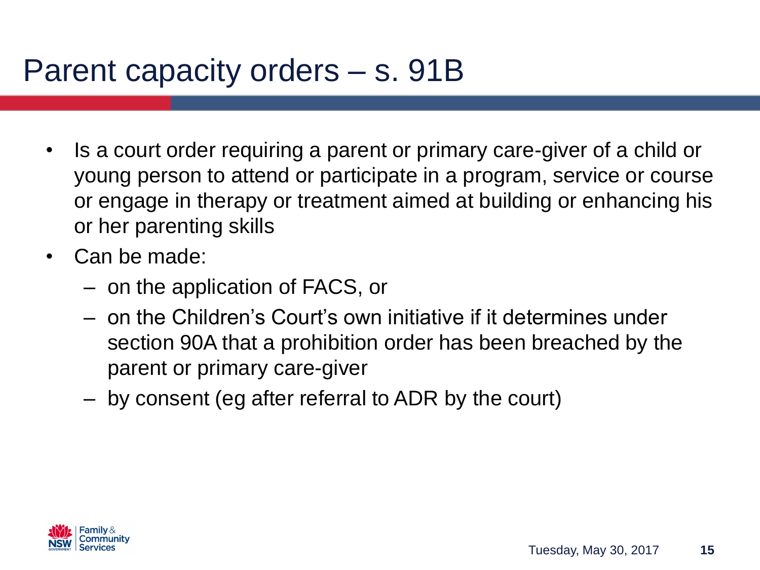# Parent capacity orders – s. 91B

- Is a court order requiring a parent or primary care-giver of a child or young person to attend or participate in a program, service or course or engage in therapy or treatment aimed at building or enhancing his or her parenting skills
- Can be made:
  - on the application of FACS, or
  - on the Children's Court's own initiative if it determines under section 90A that a prohibition order has been breached by the parent or primary care-giver
  - by consent (eg after referral to ADR by the court)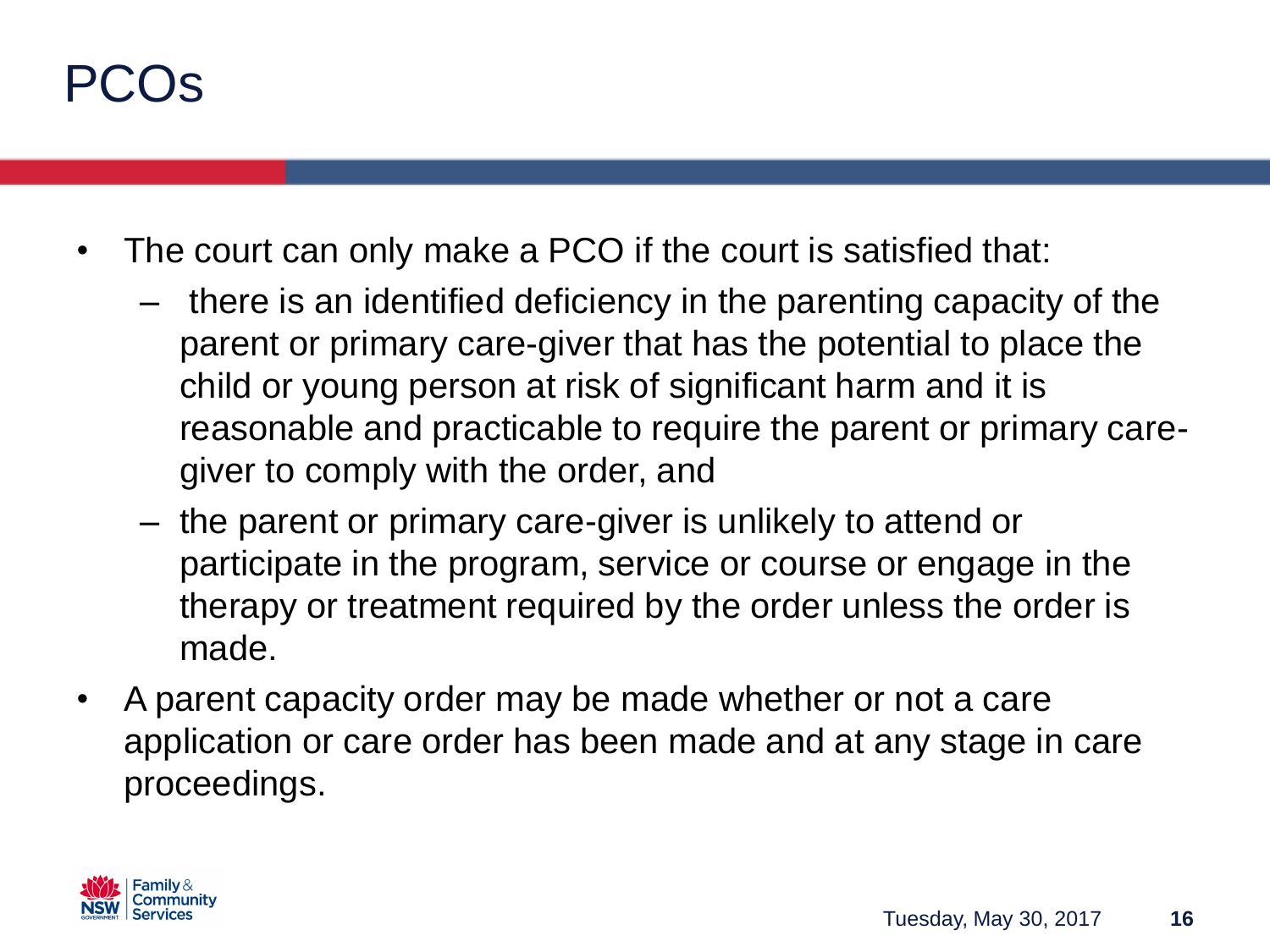# PCOs

- The court can only make a PCO if the court is satisfied that:
  - there is an identified deficiency in the parenting capacity of the parent or primary care-giver that has the potential to place the child or young person at risk of significant harm and it is reasonable and practicable to require the parent or primary care-giver to comply with the order, and
  - the parent or primary care-giver is unlikely to attend or participate in the program, service or course or engage in the therapy or treatment required by the order unless the order is made.
- A parent capacity order may be made whether or not a care application or care order has been made and at any stage in care proceedings.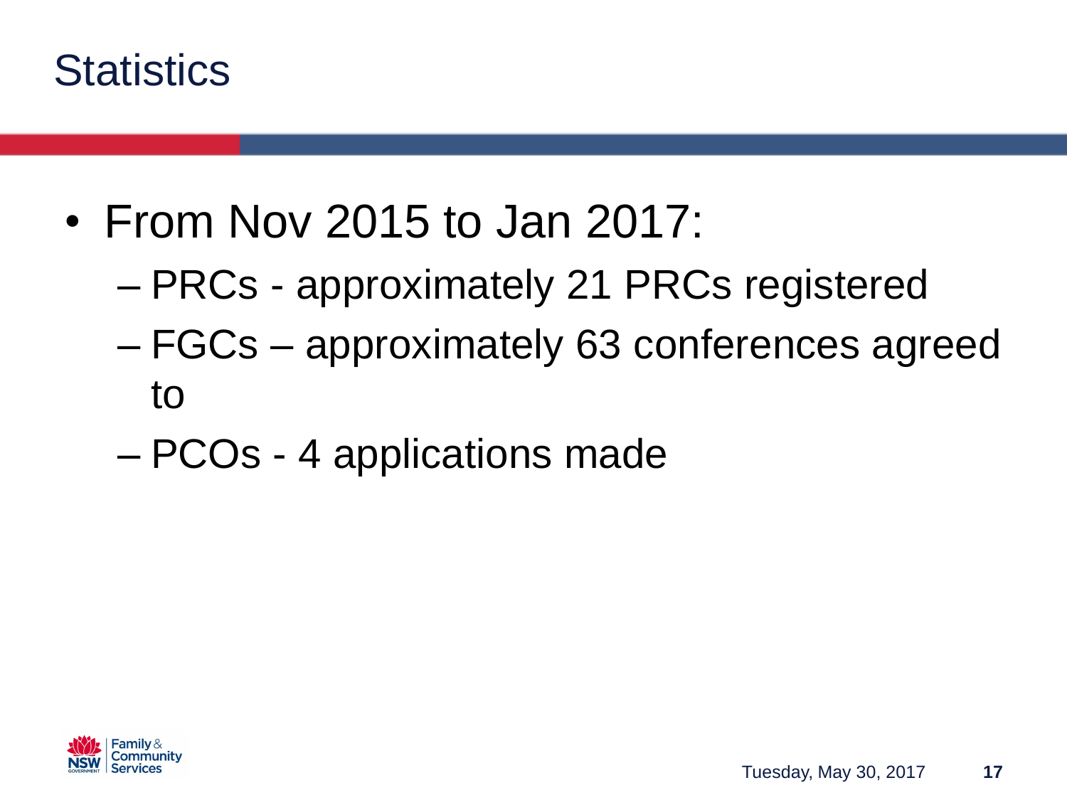# Statistics

- From Nov 2015 to Jan 2017:
  - PRCs - approximately 21 PRCs registered
  - FGCs – approximately 63 conferences agreed to
  - PCOs - 4 applications made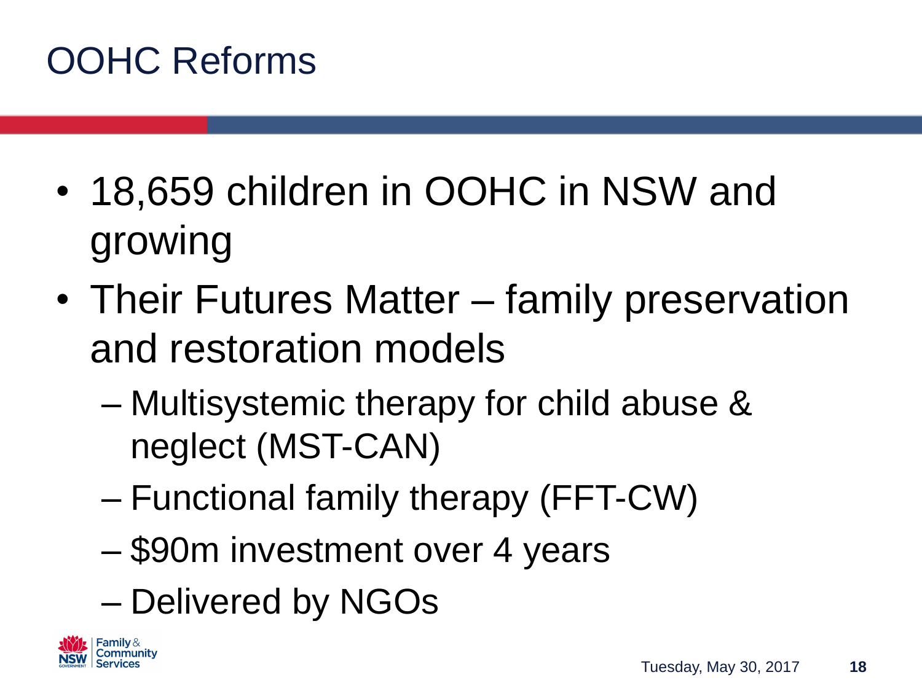# OOHC Reforms

- 18,659 children in OOHC in NSW and growing
- Their Futures Matter – family preservation and restoration models
  - Multisystemic therapy for child abuse & neglect (MST-CAN)
  - Functional family therapy (FFT-CW)
  - $90m investment over 4 years
  - Delivered by NGOs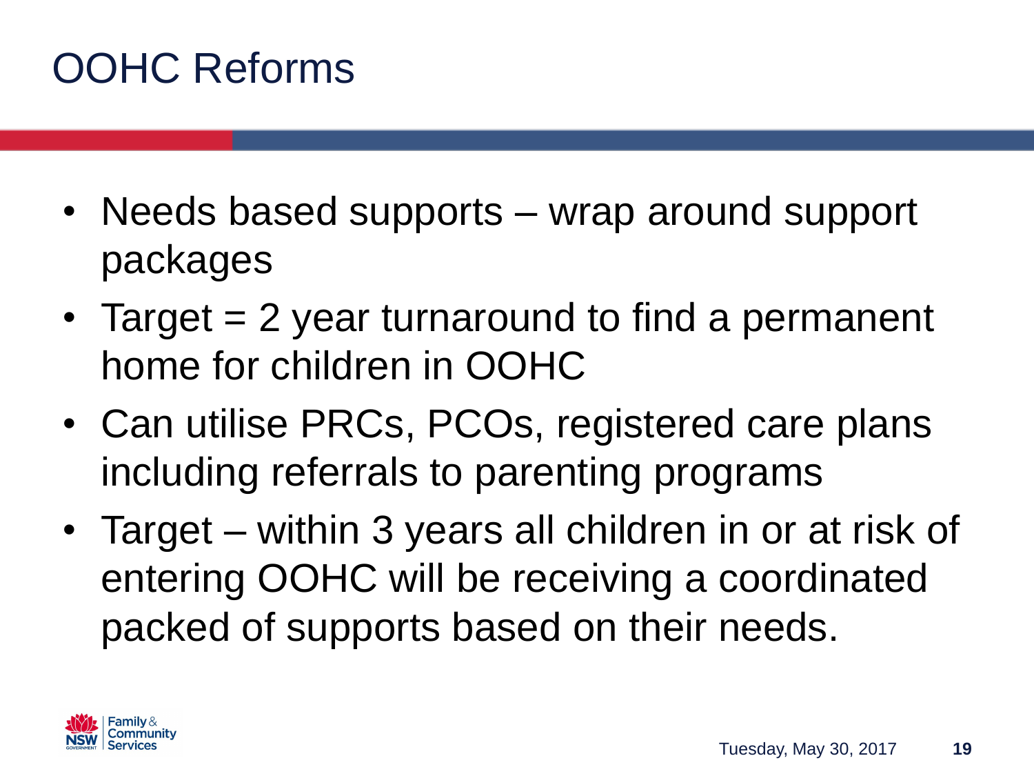# OOHC Reforms

- Needs based supports – wrap around support packages
- Target = 2 year turnaround to find a permanent home for children in OOHC
- Can utilise PRCs, PCOs, registered care plans including referrals to parenting programs
- Target – within 3 years all children in or at risk of entering OOHC will be receiving a coordinated packed of supports based on their needs.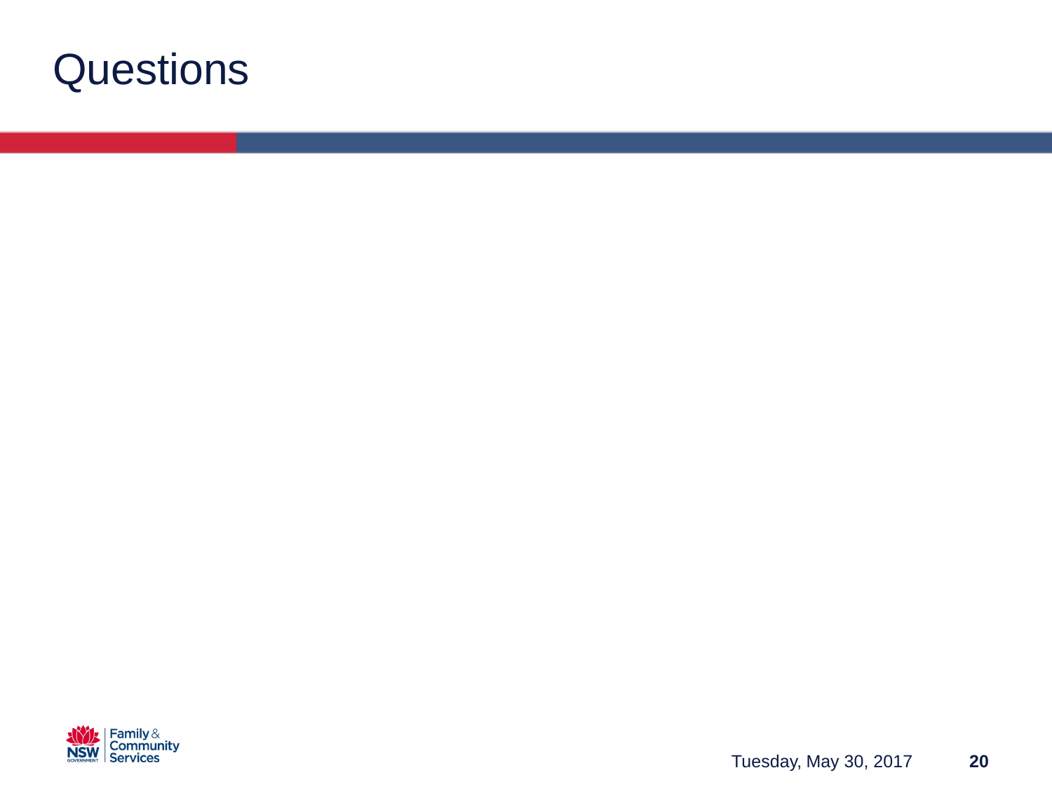# Questions